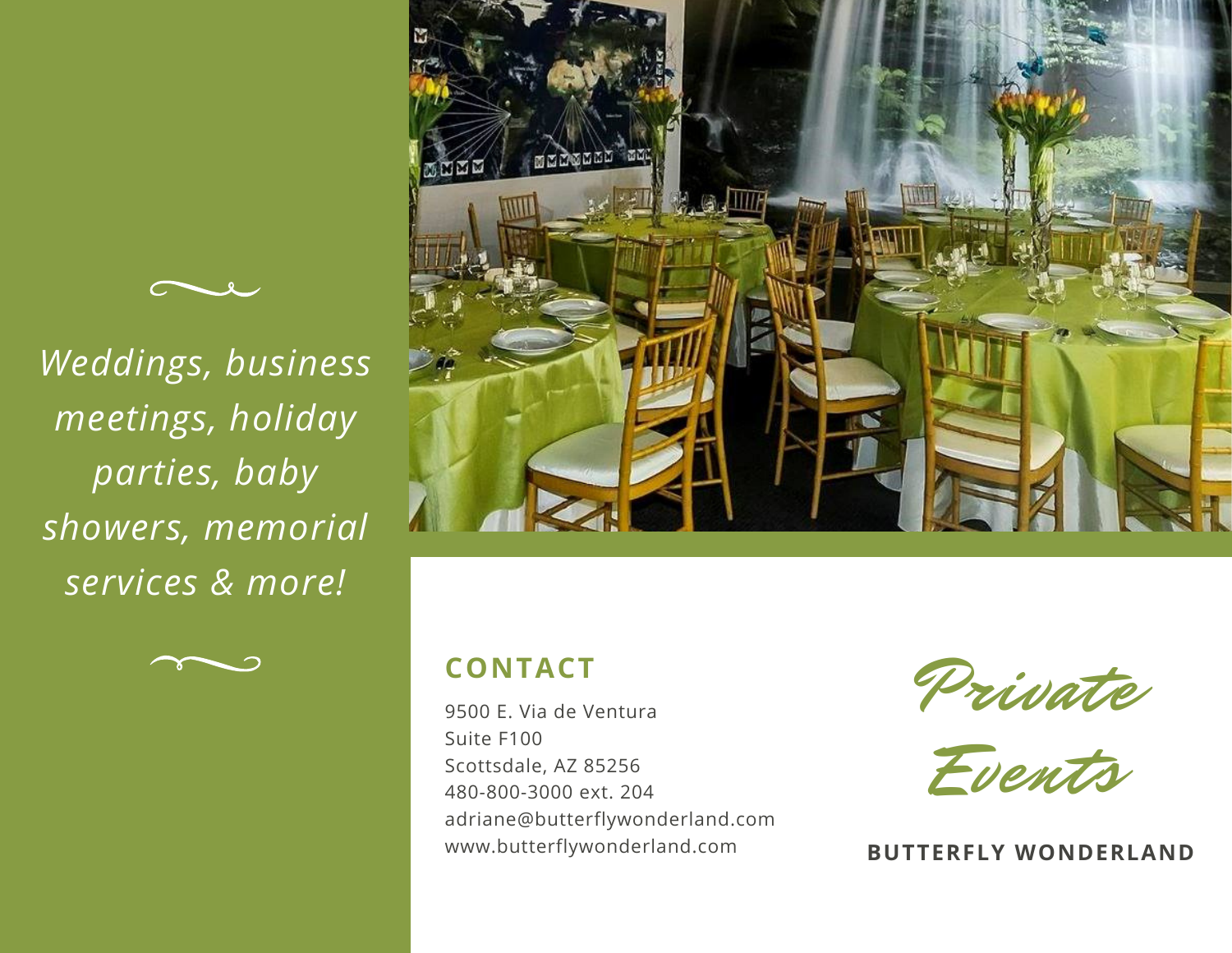*Weddings, business meetings, holiday parties, baby showers, memorial services & more!*

## CONTACT

9500 E. Via de Ventura
Suite F100
Scottsdale, AZ 85256
480-800-3000 ext. 204
adriane@butterflywonderland.com
www.butterflywonderland.com

# Private Events

**BUTTERFLY WONDERLAND**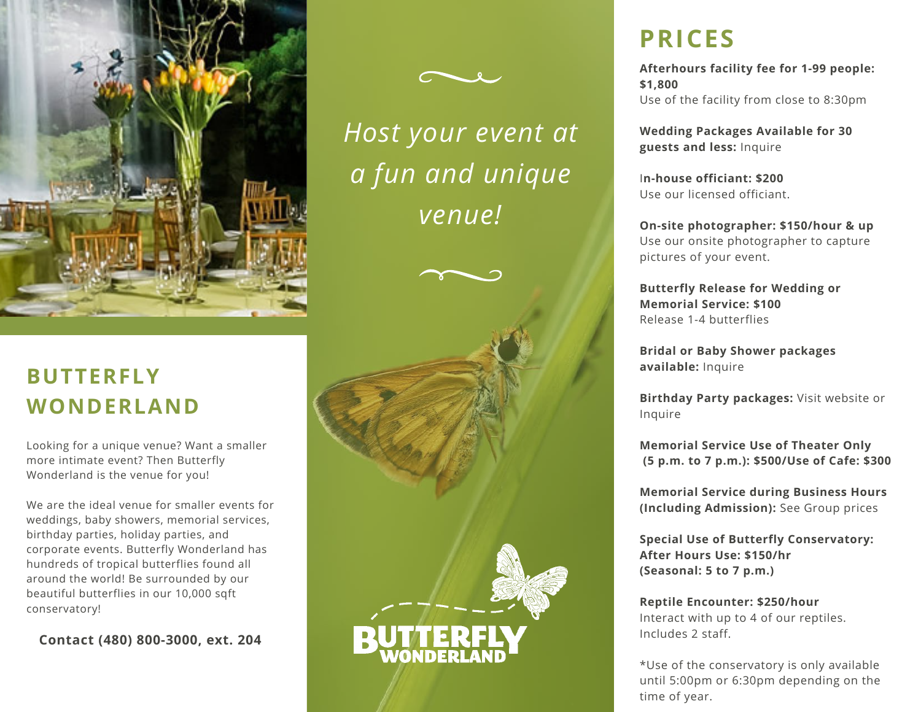## BUTTERFLY WONDERLAND

Looking for a unique venue? Want a smaller more intimate event? Then Butterfly Wonderland is the venue for you!

We are the ideal venue for smaller events for weddings, baby showers, memorial services, birthday parties, holiday parties, and corporate events. Butterfly Wonderland has hundreds of tropical butterflies found all around the world! Be surrounded by our beautiful butterflies in our 10,000 sqft conservatory!

**Contact (480) 800-3000, ext. 204**

*Host your event at a fun and unique venue!*

BUTTERFLY WONDERLAND

# PRICES

**Afterhours facility fee for 1-99 people: $1,800**
Use of the facility from close to 8:30pm

**Wedding Packages Available for 30 guests and less:** Inquire

**In-house officiant: $200**
Use our licensed officiant.

**On-site photographer: $150/hour & up**
Use our onsite photographer to capture pictures of your event.

**Butterfly Release for Wedding or Memorial Service: $100**
Release 1-4 butterflies

**Bridal or Baby Shower packages available:** Inquire

**Birthday Party packages:** Visit website or Inquire

**Memorial Service Use of Theater Only (5 p.m. to 7 p.m.): $500/Use of Cafe: $300**

**Memorial Service during Business Hours (Including Admission):** See Group prices

**Special Use of Butterfly Conservatory: After Hours Use: $150/hr (Seasonal: 5 to 7 p.m.)**

**Reptile Encounter: $250/hour**
Interact with up to 4 of our reptiles. Includes 2 staff.

*Use of the conservatory is only available until 5:00pm or 6:30pm depending on the time of year.